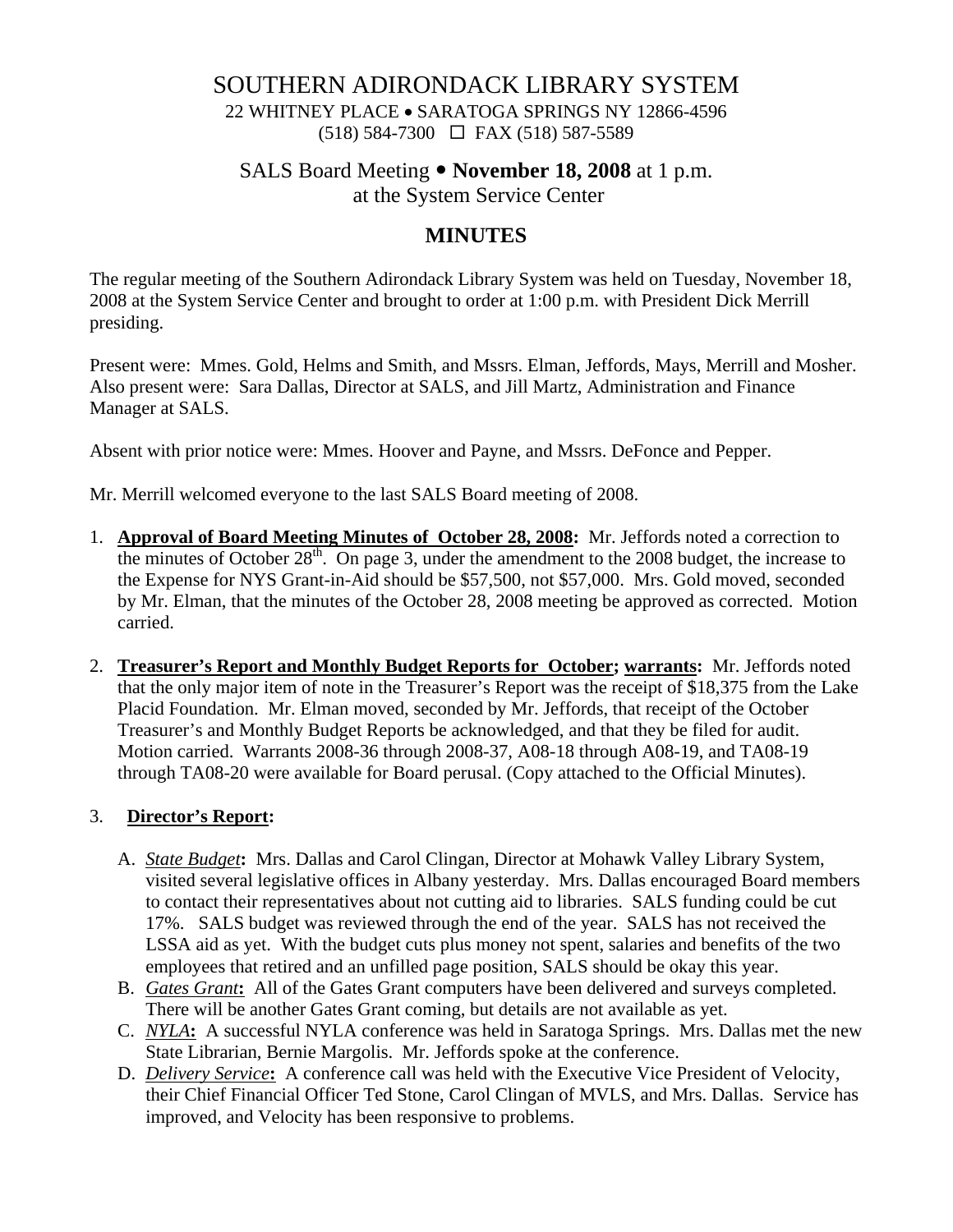# SOUTHERN ADIRONDACK LIBRARY SYSTEM

22 WHITNEY PLACE • SARATOGA SPRINGS NY 12866-4596
(518) 584-7300 ☐ FAX (518) 587-5589

## SALS Board Meeting • **November 18, 2008** at 1 p.m.
## at the System Service Center

## MINUTES

The regular meeting of the Southern Adirondack Library System was held on Tuesday, November 18, 2008 at the System Service Center and brought to order at 1:00 p.m. with President Dick Merrill presiding.

Present were: Mmes. Gold, Helms and Smith, and Mssrs. Elman, Jeffords, Mays, Merrill and Mosher. Also present were: Sara Dallas, Director at SALS, and Jill Martz, Administration and Finance Manager at SALS.

Absent with prior notice were: Mmes. Hoover and Payne, and Mssrs. DeFonce and Pepper.

Mr. Merrill welcomed everyone to the last SALS Board meeting of 2008.

1. **Approval of Board Meeting Minutes of October 28, 2008:** Mr. Jeffords noted a correction to the minutes of October 28th. On page 3, under the amendment to the 2008 budget, the increase to the Expense for NYS Grant-in-Aid should be $57,500, not $57,000. Mrs. Gold moved, seconded by Mr. Elman, that the minutes of the October 28, 2008 meeting be approved as corrected. Motion carried.

2. **Treasurer's Report and Monthly Budget Reports for October; warrants:** Mr. Jeffords noted that the only major item of note in the Treasurer's Report was the receipt of $18,375 from the Lake Placid Foundation. Mr. Elman moved, seconded by Mr. Jeffords, that receipt of the October Treasurer's and Monthly Budget Reports be acknowledged, and that they be filed for audit. Motion carried. Warrants 2008-36 through 2008-37, A08-18 through A08-19, and TA08-19 through TA08-20 were available for Board perusal. (Copy attached to the Official Minutes).

3. **Director's Report:**

   A. *State Budget***:** Mrs. Dallas and Carol Clingan, Director at Mohawk Valley Library System, visited several legislative offices in Albany yesterday. Mrs. Dallas encouraged Board members to contact their representatives about not cutting aid to libraries. SALS funding could be cut 17%. SALS budget was reviewed through the end of the year. SALS has not received the LSSA aid as yet. With the budget cuts plus money not spent, salaries and benefits of the two employees that retired and an unfilled page position, SALS should be okay this year.

   B. *Gates Grant***:** All of the Gates Grant computers have been delivered and surveys completed. There will be another Gates Grant coming, but details are not available as yet.

   C. *NYLA***:** A successful NYLA conference was held in Saratoga Springs. Mrs. Dallas met the new State Librarian, Bernie Margolis. Mr. Jeffords spoke at the conference.

   D. *Delivery Service***:** A conference call was held with the Executive Vice President of Velocity, their Chief Financial Officer Ted Stone, Carol Clingan of MVLS, and Mrs. Dallas. Service has improved, and Velocity has been responsive to problems.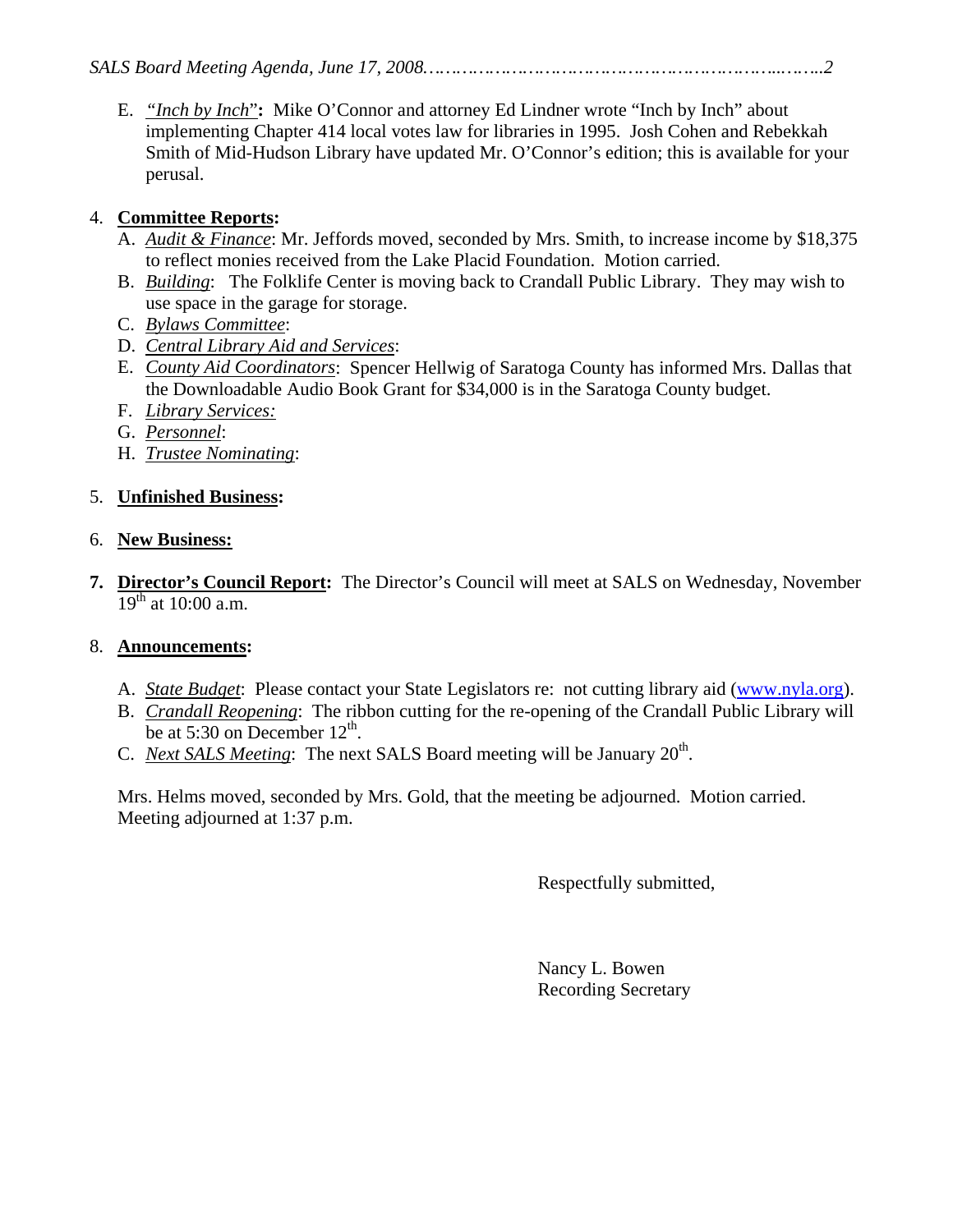E. *"Inch by Inch"*: Mike O'Connor and attorney Ed Lindner wrote "Inch by Inch" about implementing Chapter 414 local votes law for libraries in 1995. Josh Cohen and Rebekkah Smith of Mid-Hudson Library have updated Mr. O'Connor's edition; this is available for your perusal.

4. **Committee Reports:**
   A. *Audit & Finance*: Mr. Jeffords moved, seconded by Mrs. Smith, to increase income by $18,375 to reflect monies received from the Lake Placid Foundation. Motion carried.
   B. *Building*: The Folklife Center is moving back to Crandall Public Library. They may wish to use space in the garage for storage.
   C. *Bylaws Committee*:
   D. *Central Library Aid and Services*:
   E. *County Aid Coordinators*: Spencer Hellwig of Saratoga County has informed Mrs. Dallas that the Downloadable Audio Book Grant for $34,000 is in the Saratoga County budget.
   F. *Library Services:*
   G. *Personnel*:
   H. *Trustee Nominating*:

5. **Unfinished Business:**

6. **New Business:**

7. **Director's Council Report:** The Director's Council will meet at SALS on Wednesday, November 19th at 10:00 a.m.

8. **Announcements:**

   A. *State Budget*: Please contact your State Legislators re: not cutting library aid (www.nyla.org).
   B. *Crandall Reopening*: The ribbon cutting for the re-opening of the Crandall Public Library will be at 5:30 on December 12th.
   C. *Next SALS Meeting*: The next SALS Board meeting will be January 20th.

Mrs. Helms moved, seconded by Mrs. Gold, that the meeting be adjourned. Motion carried. Meeting adjourned at 1:37 p.m.

Respectfully submitted,

Nancy L. Bowen
Recording Secretary